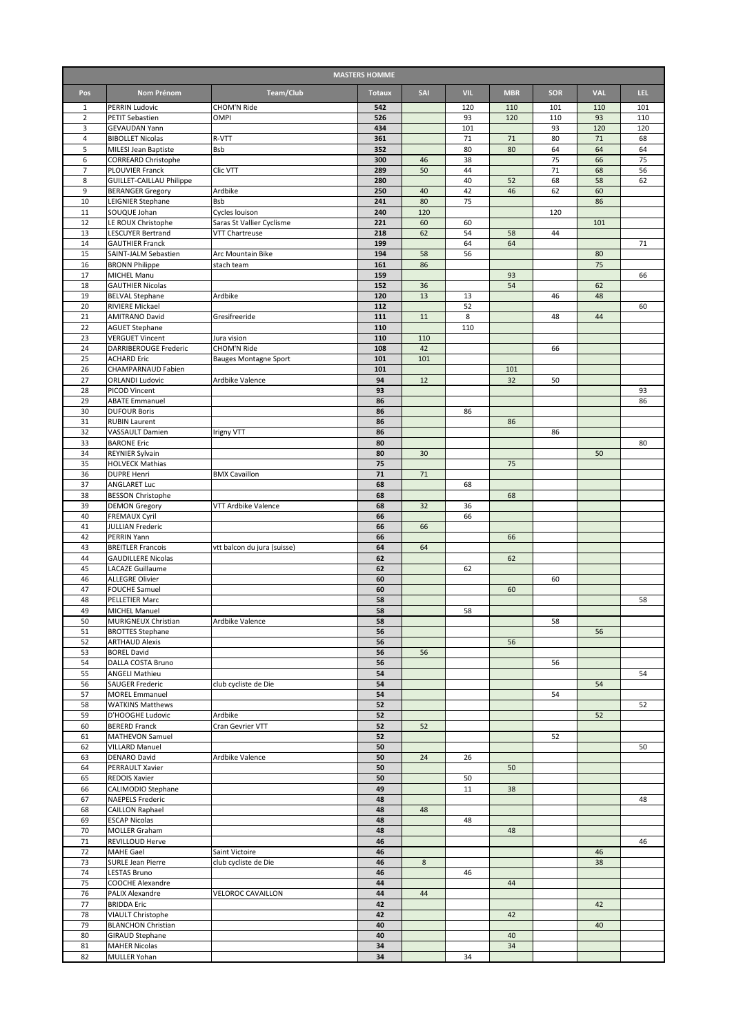| MASTERS HOMME | | | | | | | | | |
|---|---|---|---|---|---|---|---|---|---|
| Pos | Nom Prénom | Team/Club | Totaux | SAI | VIL | MBR | SOR | VAL | LEL |
| 1 | PERRIN Ludovic | CHOM'N Ride | 542 | | 120 | 110 | 101 | 110 | 101 |
| 2 | PETIT Sebastien | OMPI | 526 | | 93 | 120 | 110 | 93 | 110 |
| 3 | GEVAUDAN Yann | | 434 | | 101 | | 93 | 120 | 120 |
| 4 | BIBOLLET Nicolas | R-VTT | 361 | | 71 | 71 | 80 | 71 | 68 |
| 5 | MILESI Jean Baptiste | Bsb | 352 | | 80 | 80 | 64 | 64 | 64 |
| 6 | CORREARD Christophe | | 300 | 46 | 38 | | 75 | 66 | 75 |
| 7 | PLOUVIER Franck | Clic VTT | 289 | 50 | 44 | | 71 | 68 | 56 |
| 8 | GUILLET-CAILLAU Philippe | | 280 | | 40 | 52 | 68 | 58 | 62 |
| 9 | BERANGER Gregory | Ardbike | 250 | 40 | 42 | 46 | 62 | 60 | |
| 10 | LEIGNIER Stephane | Bsb | 241 | 80 | 75 | | | 86 | |
| 11 | SOUQUE Johan | Cycles louison | 240 | 120 | | | 120 | | |
| 12 | LE ROUX Christophe | Saras St Vallier Cyclisme | 221 | 60 | 60 | | | 101 | |
| 13 | LESCUYER Bertrand | VTT Chartreuse | 218 | 62 | 54 | 58 | 44 | | |
| 14 | GAUTHIER Franck | | 199 | | 64 | 64 | | | 71 |
| 15 | SAINT-JALM Sebastien | Arc Mountain Bike | 194 | 58 | 56 | | | 80 | |
| 16 | BRONN Philippe | stach team | 161 | 86 | | | | 75 | |
| 17 | MICHEL Manu | | 159 | | | 93 | | | 66 |
| 18 | GAUTHIER Nicolas | | 152 | 36 | | 54 | | 62 | |
| 19 | BELVAL Stephane | Ardbike | 120 | 13 | 13 | | 46 | 48 | |
| 20 | RIVIERE Mickael | | 112 | | 52 | | | | 60 |
| 21 | AMITRANO David | Gresifreeride | 111 | 11 | 8 | | 48 | 44 | |
| 22 | AGUET Stephane | | 110 | | 110 | | | | |
| 23 | VERGUET Vincent | Jura vision | 110 | 110 | | | | | |
| 24 | DARRIBEROUGE Frederic | CHOM'N Ride | 108 | 42 | | | 66 | | |
| 25 | ACHARD Eric | Bauges Montagne Sport | 101 | 101 | | | | | |
| 26 | CHAMPARNAUD Fabien | | 101 | | | 101 | | | |
| 27 | ORLANDI Ludovic | Ardbike Valence | 94 | 12 | | 32 | 50 | | |
| 28 | PICOD Vincent | | 93 | | | | | | 93 |
| 29 | ABATE Emmanuel | | 86 | | | | | | 86 |
| 30 | DUFOUR Boris | | 86 | | 86 | | | | |
| 31 | RUBIN Laurent | | 86 | | | 86 | | | |
| 32 | VASSAULT Damien | Irigny VTT | 86 | | | | 86 | | |
| 33 | BARONE Eric | | 80 | | | | | | 80 |
| 34 | REYNIER Sylvain | | 80 | 30 | | | | 50 | |
| 35 | HOLVECK Mathias | | 75 | | | 75 | | | |
| 36 | DUPRE Henri | BMX Cavaillon | 71 | 71 | | | | | |
| 37 | ANGLARET Luc | | 68 | | 68 | | | | |
| 38 | BESSON Christophe | | 68 | | | 68 | | | |
| 39 | DEMON Gregory | VTT Ardbike Valence | 68 | 32 | 36 | | | | |
| 40 | FREMAUX Cyril | | 66 | | 66 | | | | |
| 41 | JULLIAN Frederic | | 66 | 66 | | | | | |
| 42 | PERRIN Yann | | 66 | | | 66 | | | |
| 43 | BREITLER Francois | vtt balcon du jura (suisse) | 64 | 64 | | | | | |
| 44 | GAUDILLERE Nicolas | | 62 | | | 62 | | | |
| 45 | LACAZE Guillaume | | 62 | | 62 | | | | |
| 46 | ALLEGRE Olivier | | 60 | | | | 60 | | |
| 47 | FOUCHE Samuel | | 60 | | | 60 | | | |
| 48 | PELLETIER Marc | | 58 | | | | | | 58 |
| 49 | MICHEL Manuel | | 58 | | 58 | | | | |
| 50 | MURIGNEUX Christian | Ardbike Valence | 58 | | | | 58 | | |
| 51 | BROTTES Stephane | | 56 | | | | | 56 | |
| 52 | ARTHAUD Alexis | | 56 | | | 56 | | | |
| 53 | BOREL David | | 56 | 56 | | | | | |
| 54 | DALLA COSTA Bruno | | 56 | | | | 56 | | |
| 55 | ANGELI Mathieu | | 54 | | | | | | 54 |
| 56 | SAUGER Frederic | club cycliste de Die | 54 | | | | | 54 | |
| 57 | MOREL Emmanuel | | 54 | | | | 54 | | |
| 58 | WATKINS Matthews | | 52 | | | | | | 52 |
| 59 | D'HOOGHE Ludovic | Ardbike | 52 | | | | | 52 | |
| 60 | BERERD Franck | Cran Gevrier VTT | 52 | 52 | | | | | |
| 61 | MATHEVON Samuel | | 52 | | | | 52 | | |
| 62 | VILLARD Manuel | | 50 | | | | | | 50 |
| 63 | DENARO David | Ardbike Valence | 50 | 24 | 26 | | | | |
| 64 | PERRAULT Xavier | | 50 | | | 50 | | | |
| 65 | REDOIS Xavier | | 50 | | 50 | | | | |
| 66 | CALIMODIO Stephane | | 49 | | 11 | 38 | | | |
| 67 | NAEPELS Frederic | | 48 | | | | | | 48 |
| 68 | CAILLON Raphael | | 48 | 48 | | | | | |
| 69 | ESCAP Nicolas | | 48 | | 48 | | | | |
| 70 | MOLLER Graham | | 48 | | | 48 | | | |
| 71 | REVILLOUD Herve | | 46 | | | | | | 46 |
| 72 | MAHE Gael | Saint Victoire | 46 | | | | | 46 | |
| 73 | SURLE Jean Pierre | club cycliste de Die | 46 | 8 | | | | 38 | |
| 74 | LESTAS Bruno | | 46 | | 46 | | | | |
| 75 | COOCHE Alexandre | | 44 | | | 44 | | | |
| 76 | PALIX Alexandre | VELOROC CAVAILLON | 44 | 44 | | | | | |
| 77 | BRIDDA Eric | | 42 | | | | | 42 | |
| 78 | VIAULT Christophe | | 42 | | | 42 | | | |
| 79 | BLANCHON Christian | | 40 | | | | | 40 | |
| 80 | GIRAUD Stephane | | 40 | | | 40 | | | |
| 81 | MAHER Nicolas | | 34 | | | 34 | | | |
| 82 | MULLER Yohan | | 34 | | 34 | | | | |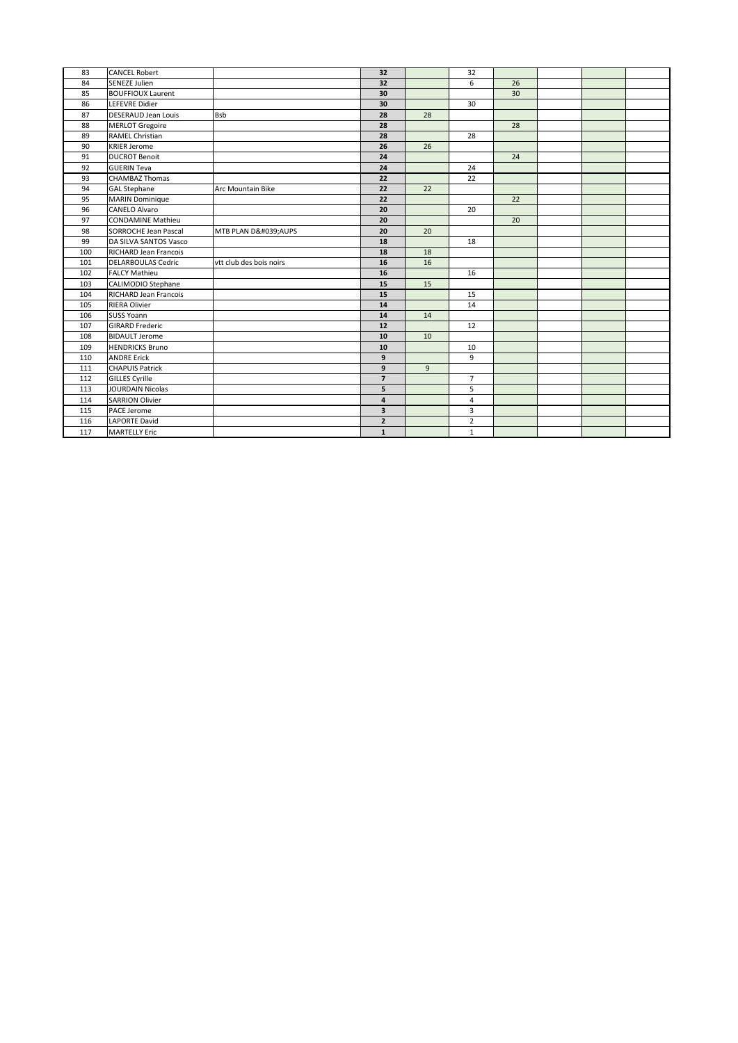| | | | | | | | | | |
|---|---|---|---|---|---|---|---|---|---|
| 83 | CANCEL Robert | | **32** | | 32 | | | | |
| 84 | SENEZE Julien | | **32** | | 6 | 26 | | | |
| 85 | BOUFFIOUX Laurent | | **30** | | | 30 | | | |
| 86 | LEFEVRE Didier | | **30** | | 30 | | | | |
| 87 | DESERAUD Jean Louis | Bsb | **28** | 28 | | | | | |
| 88 | MERLOT Gregoire | | **28** | | | 28 | | | |
| 89 | RAMEL Christian | | **28** | | 28 | | | | |
| 90 | KRIER Jerome | | **26** | 26 | | | | | |
| 91 | DUCROT Benoit | | **24** | | | 24 | | | |
| 92 | GUERIN Teva | | **24** | | 24 | | | | |
| 93 | CHAMBAZ Thomas | | **22** | | 22 | | | | |
| 94 | GAL Stephane | Arc Mountain Bike | **22** | 22 | | | | | |
| 95 | MARIN Dominique | | **22** | | | 22 | | | |
| 96 | CANELO Alvaro | | **20** | | 20 | | | | |
| 97 | CONDAMINE Mathieu | | **20** | | | 20 | | | |
| 98 | SORROCHE Jean Pascal | MTB PLAN D&#039;AUPS | **20** | 20 | | | | | |
| 99 | DA SILVA SANTOS Vasco | | **18** | | 18 | | | | |
| 100 | RICHARD Jean Francois | | **18** | 18 | | | | | |
| 101 | DELARBOULAS Cedric | vtt club des bois noirs | **16** | 16 | | | | | |
| 102 | FALCY Mathieu | | **16** | | 16 | | | | |
| 103 | CALIMODIO Stephane | | **15** | 15 | | | | | |
| 104 | RICHARD Jean Francois | | **15** | | 15 | | | | |
| 105 | RIERA Olivier | | **14** | | 14 | | | | |
| 106 | SUSS Yoann | | **14** | 14 | | | | | |
| 107 | GIRARD Frederic | | **12** | | 12 | | | | |
| 108 | BIDAULT Jerome | | **10** | 10 | | | | | |
| 109 | HENDRICKS Bruno | | **10** | | 10 | | | | |
| 110 | ANDRE Erick | | **9** | | 9 | | | | |
| 111 | CHAPUIS Patrick | | **9** | 9 | | | | | |
| 112 | GILLES Cyrille | | **7** | | 7 | | | | |
| 113 | JOURDAIN Nicolas | | **5** | | 5 | | | | |
| 114 | SARRION Olivier | | **4** | | 4 | | | | |
| 115 | PACE Jerome | | **3** | | 3 | | | | |
| 116 | LAPORTE David | | **2** | | 2 | | | | |
| 117 | MARTELLY Eric | | **1** | | 1 | | | | |